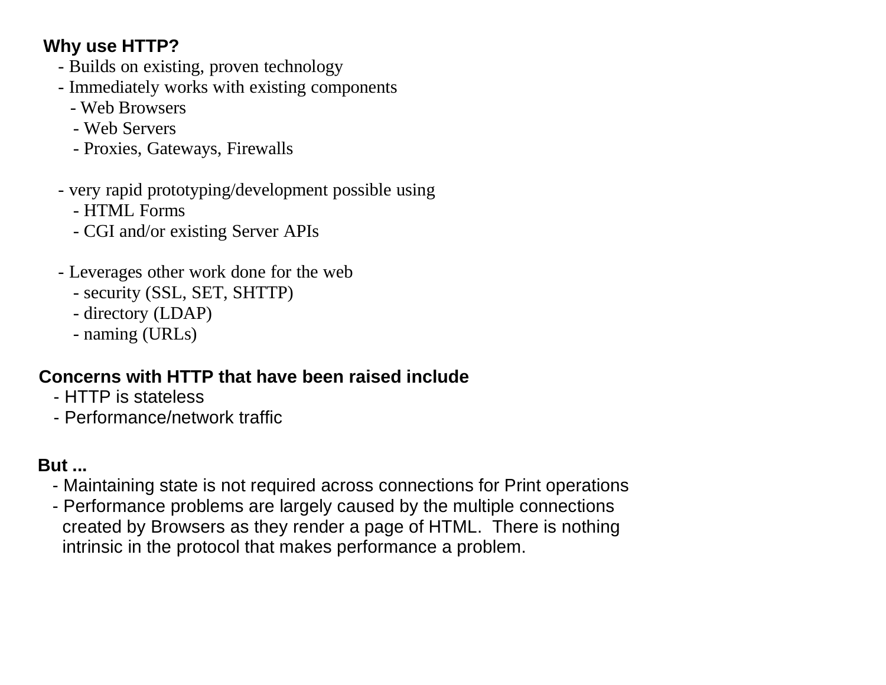**Why use HTTP?**

- Builds on existing, proven technology
- Immediately works with existing components
  - Web Browsers
  - Web Servers
  - Proxies, Gateways, Firewalls
- very rapid prototyping/development possible using
  - HTML Forms
  - CGI and/or existing Server APIs
- Leverages other work done for the web
  - security (SSL, SET, SHTTP)
  - directory (LDAP)
  - naming (URLs)

**Concerns with HTTP that have been raised include**

- HTTP is stateless
- Performance/network traffic

**But ...**

- Maintaining state is not required across connections for Print operations
- Performance problems are largely caused by the multiple connections created by Browsers as they render a page of HTML. There is nothing intrinsic in the protocol that makes performance a problem.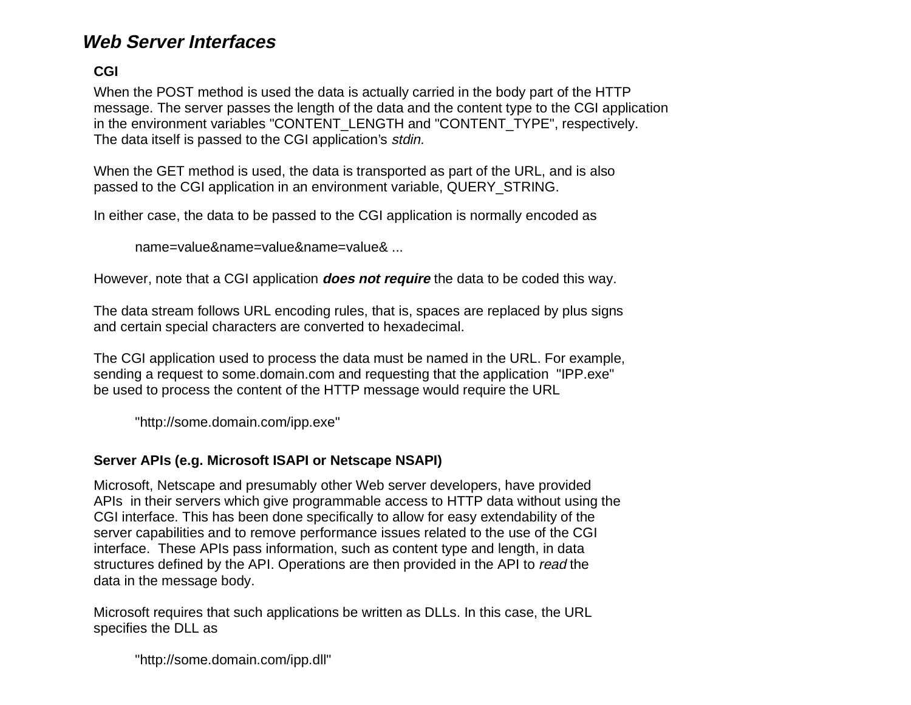## *Web Server Interfaces*

### CGI

When the POST method is used the data is actually carried in the body part of the HTTP message. The server passes the length of the data and the content type to the CGI application in the environment variables "CONTENT_LENGTH and "CONTENT_TYPE", respectively. The data itself is passed to the CGI application's *stdin.*

When the GET method is used, the data is transported as part of the URL, and is also passed to the CGI application in an environment variable, QUERY_STRING.

In either case, the data to be passed to the CGI application is normally encoded as

name=value&name=value&name=value& ...

However, note that a CGI application ***does not require*** the data to be coded this way.

The data stream follows URL encoding rules, that is, spaces are replaced by plus signs and certain special characters are converted to hexadecimal.

The CGI application used to process the data must be named in the URL. For example, sending a request to some.domain.com and requesting that the application "IPP.exe" be used to process the content of the HTTP message would require the URL

"http://some.domain.com/ipp.exe"

### Server APIs (e.g. Microsoft ISAPI or Netscape NSAPI)

Microsoft, Netscape and presumably other Web server developers, have provided APIs in their servers which give programmable access to HTTP data without using the CGI interface. This has been done specifically to allow for easy extendability of the server capabilities and to remove performance issues related to the use of the CGI interface. These APIs pass information, such as content type and length, in data structures defined by the API. Operations are then provided in the API to *read* the data in the message body.

Microsoft requires that such applications be written as DLLs. In this case, the URL specifies the DLL as

"http://some.domain.com/ipp.dll"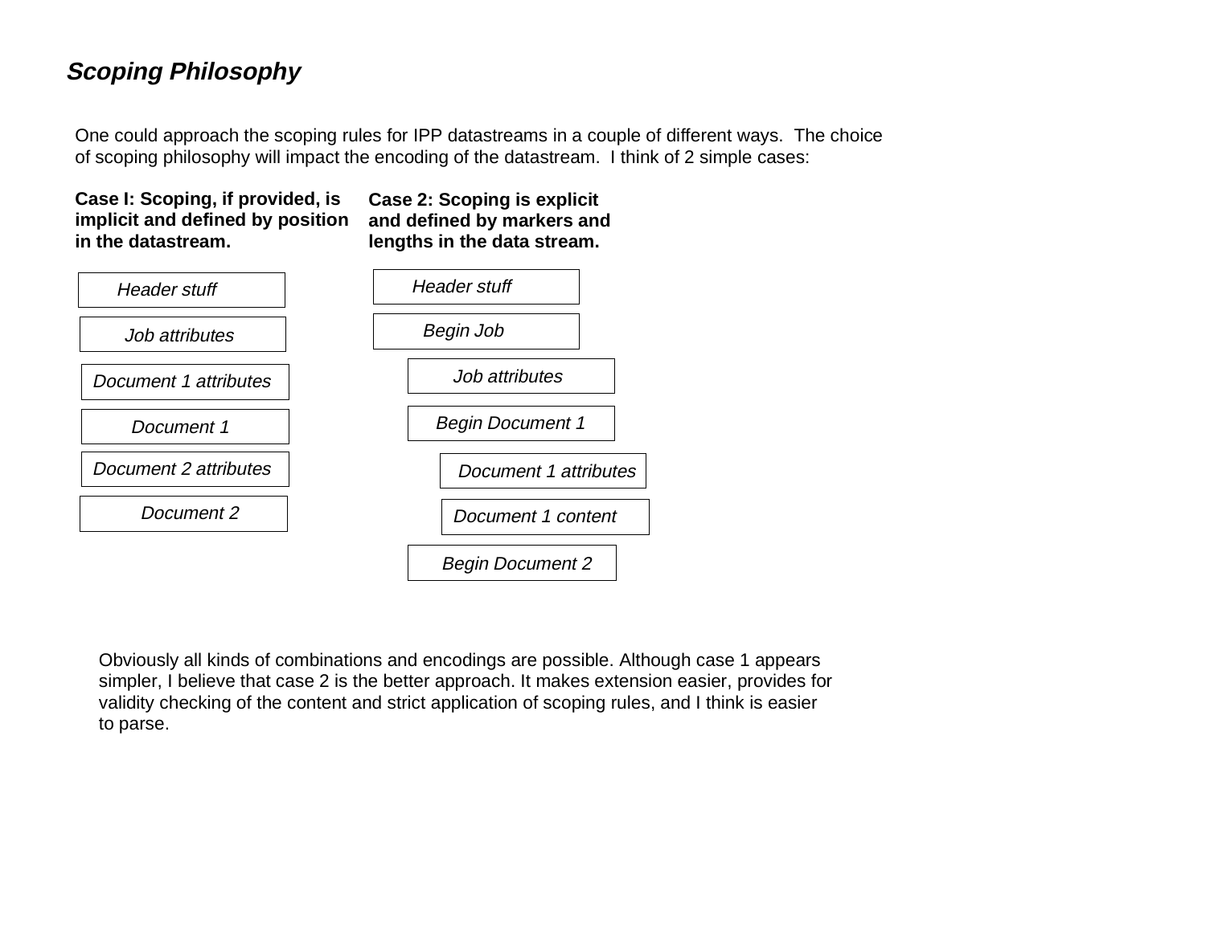## *Scoping Philosophy*

One could approach the scoping rules for IPP datastreams in a couple of different ways. The choice of scoping philosophy will impact the encoding of the datastream. I think of 2 simple cases:

**Case I: Scoping, if provided, is implicit and defined by position in the datastream.**

- *Header stuff*
- *Job attributes*
- *Document 1 attributes*
- *Document 1*
- *Document 2 attributes*
- *Document 2*

**Case 2: Scoping is explicit and defined by markers and lengths in the data stream.**

- *Header stuff*
- *Begin Job*
  - *Job attributes*
  - *Begin Document 1*
    - *Document 1 attributes*
    - *Document 1 content*
  - *Begin Document 2*

Obviously all kinds of combinations and encodings are possible. Although case 1 appears simpler, I believe that case 2 is the better approach. It makes extension easier, provides for validity checking of the content and strict application of scoping rules, and I think is easier to parse.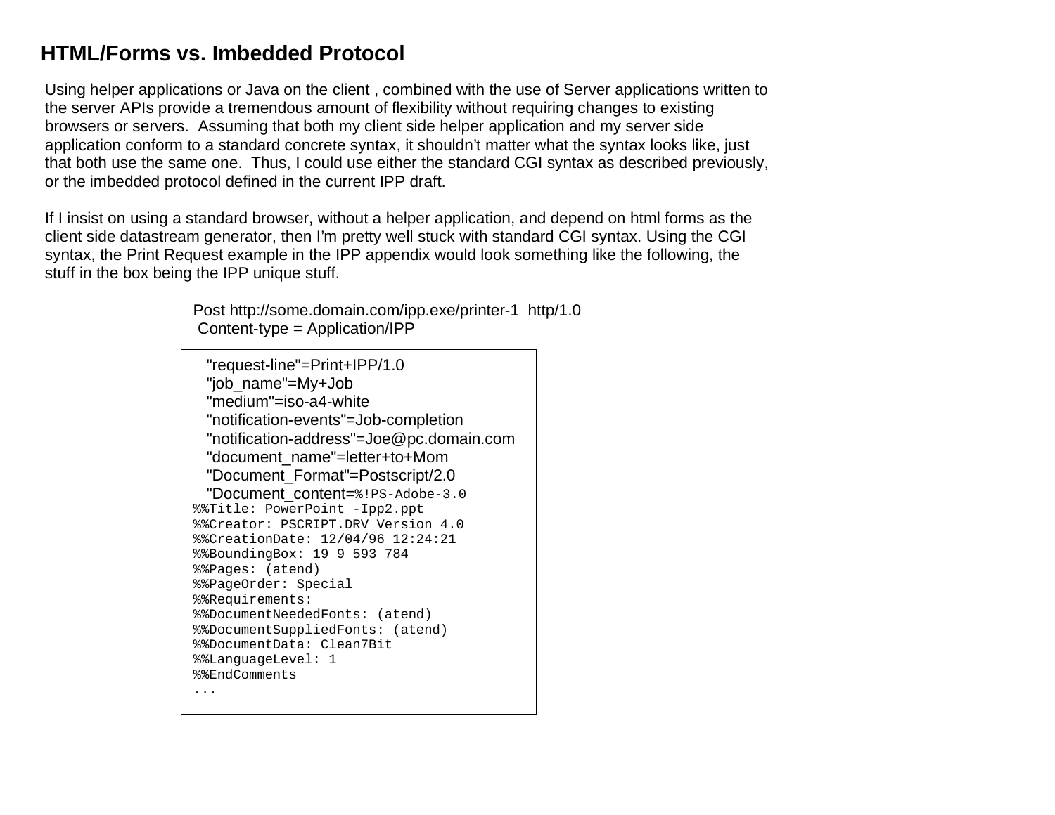# HTML/Forms vs. Imbedded Protocol

Using helper applications or Java on the client , combined with the use of Server applications written to the server APIs provide a tremendous amount of flexibility without requiring changes to existing browsers or servers. Assuming that both my client side helper application and my server side application conform to a standard concrete syntax, it shouldn't matter what the syntax looks like, just that both use the same one. Thus, I could use either the standard CGI syntax as described previously, or the imbedded protocol defined in the current IPP draft.

If I insist on using a standard browser, without a helper application, and depend on html forms as the client side datastream generator, then I'm pretty well stuck with standard CGI syntax. Using the CGI syntax, the Print Request example in the IPP appendix would look something like the following, the stuff in the box being the IPP unique stuff.

```
Post http://some.domain.com/ipp.exe/printer-1  http/1.0
 Content-type = Application/IPP
```

```
   "request-line"=Print+IPP/1.0
   "job_name"=My+Job
   "medium"=iso-a4-white
   "notification-events"=Job-completion
   "notification-address"=Joe@pc.domain.com
   "document_name"=letter+to+Mom
   "Document_Format"=Postscript/2.0
   "Document_content=%!PS-Adobe-3.0
%%Title: PowerPoint -Ipp2.ppt
%%Creator: PSCRIPT.DRV Version 4.0
%%CreationDate: 12/04/96 12:24:21
%%BoundingBox: 19 9 593 784
%%Pages: (atend)
%%PageOrder: Special
%%Requirements:
%%DocumentNeededFonts: (atend)
%%DocumentSuppliedFonts: (atend)
%%DocumentData: Clean7Bit
%%LanguageLevel: 1
%%EndComments
...
```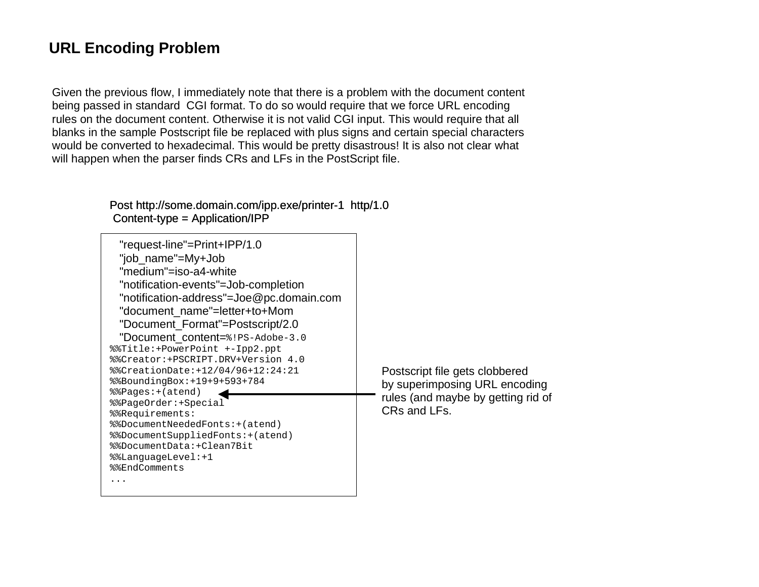## URL Encoding Problem

Given the previous flow, I immediately note that there is a problem with the document content being passed in standard CGI format. To do so would require that we force URL encoding rules on the document content. Otherwise it is not valid CGI input. This would require that all blanks in the sample Postscript file be replaced with plus signs and certain special characters would be converted to hexadecimal. This would be pretty disastrous! It is also not clear what will happen when the parser finds CRs and LFs in the PostScript file.

Post http://some.domain.com/ipp.exe/printer-1 http/1.0
Content-type = Application/IPP

```
"request-line"=Print+IPP/1.0
"job_name"=My+Job
"medium"=iso-a4-white
"notification-events"=Job-completion
"notification-address"=Joe@pc.domain.com
"document_name"=letter+to+Mom
"Document_Format"=Postscript/2.0
"Document_content=%!PS-Adobe-3.0
%%Title:+PowerPoint +-Ipp2.ppt
%%Creator:+PSCRIPT.DRV+Version 4.0
%%CreationDate:+12/04/96+12:24:21
%%BoundingBox:+19+9+593+784
%%Pages:+(atend)
%%PageOrder:+Special
%%Requirements:
%%DocumentNeededFonts:+(atend)
%%DocumentSuppliedFonts:+(atend)
%%DocumentData:+Clean7Bit
%%LanguageLevel:+1
%%EndComments
...
```

Postscript file gets clobbered by superimposing URL encoding rules (and maybe by getting rid of CRs and LFs.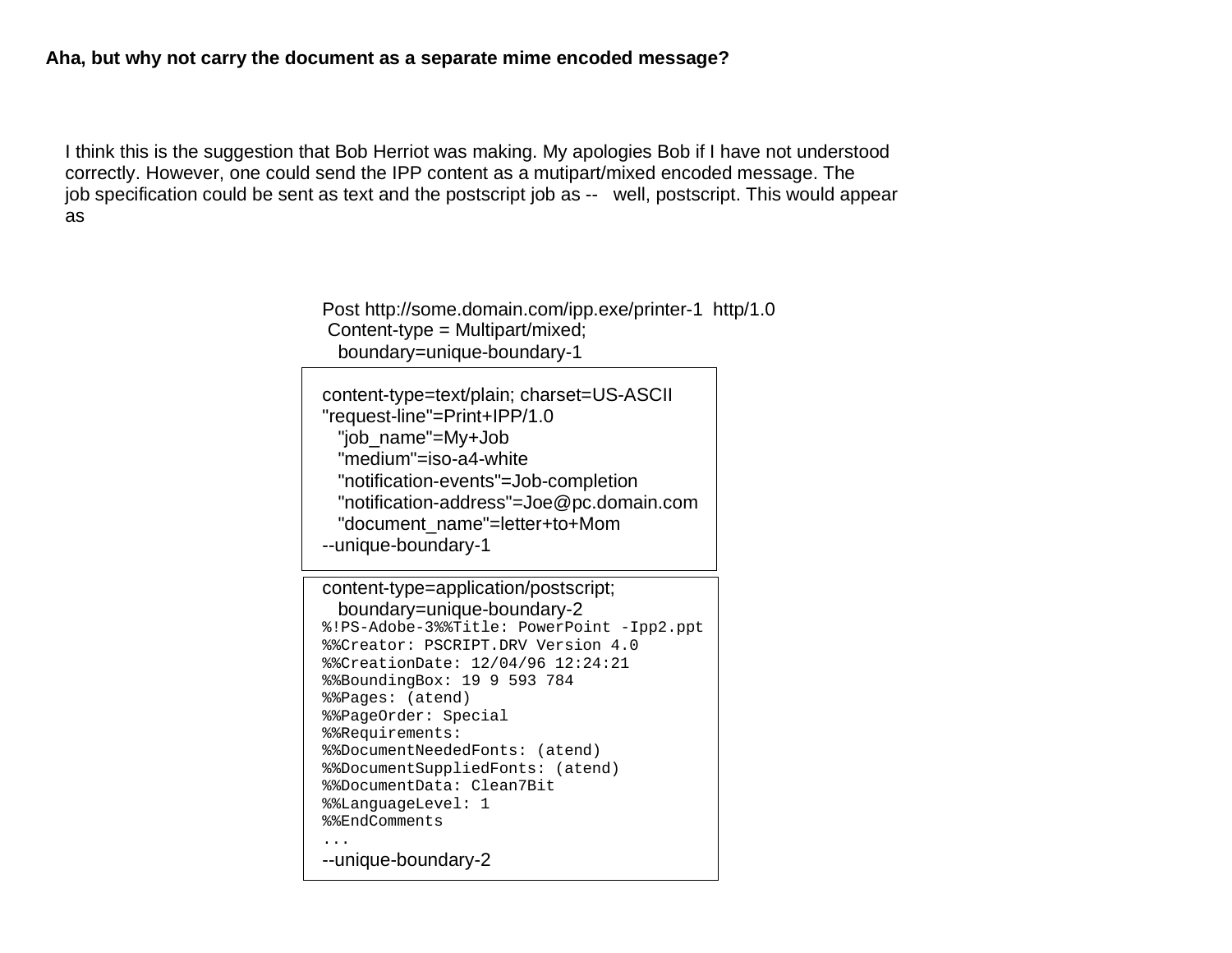**Aha, but why not carry the document as a separate mime encoded message?**

I think this is the suggestion that Bob Herriot was making. My apologies Bob if I have not understood correctly. However, one could send the IPP content as a mutipart/mixed encoded message. The job specification could be sent as text and the postscript job as -- well, postscript. This would appear as

```
Post http://some.domain.com/ipp.exe/printer-1  http/1.0
 Content-type = Multipart/mixed;
   boundary=unique-boundary-1
```

```
content-type=text/plain; charset=US-ASCII
"request-line"=Print+IPP/1.0
   "job_name"=My+Job
   "medium"=iso-a4-white
   "notification-events"=Job-completion
   "notification-address"=Joe@pc.domain.com
   "document_name"=letter+to+Mom
--unique-boundary-1
```

```
content-type=application/postscript;
   boundary=unique-boundary-2
%!PS-Adobe-3%%Title: PowerPoint -Ipp2.ppt
%%Creator: PSCRIPT.DRV Version 4.0
%%CreationDate: 12/04/96 12:24:21
%%BoundingBox: 19 9 593 784
%%Pages: (atend)
%%PageOrder: Special
%%Requirements:
%%DocumentNeededFonts: (atend)
%%DocumentSuppliedFonts: (atend)
%%DocumentData: Clean7Bit
%%LanguageLevel: 1
%%EndComments
...
--unique-boundary-2
```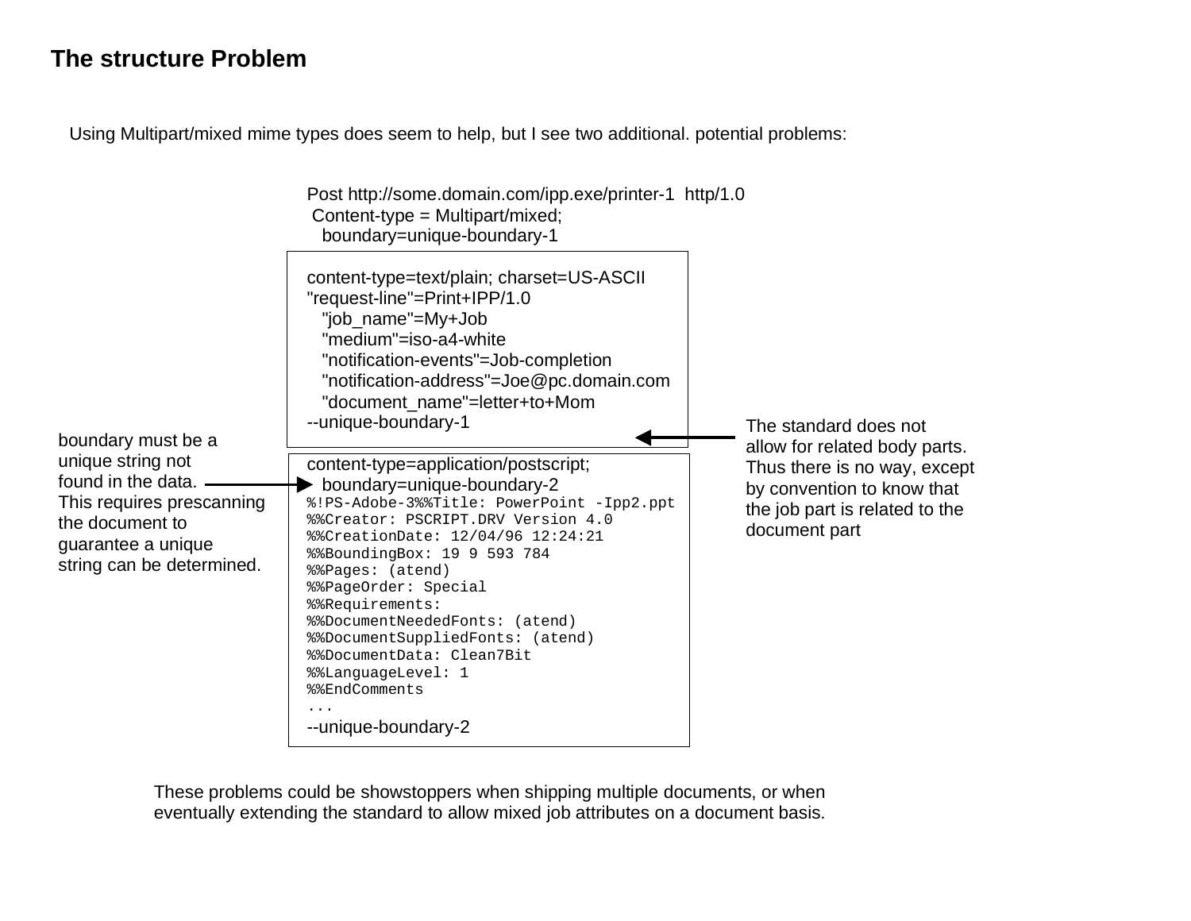# The structure Problem

Using Multipart/mixed mime types does seem to help, but I see two additional. potential problems:

```
Post http://some.domain.com/ipp.exe/printer-1  http/1.0
 Content-type = Multipart/mixed;
   boundary=unique-boundary-1
```

```
content-type=text/plain; charset=US-ASCII
"request-line"=Print+IPP/1.0
   "job_name"=My+Job
   "medium"=iso-a4-white
   "notification-events"=Job-completion
   "notification-address"=Joe@pc.domain.com
   "document_name"=letter+to+Mom
--unique-boundary-1
```

The standard does not allow for related body parts. Thus there is no way, except by convention to know that the job part is related to the document part

```
content-type=application/postscript;
  boundary=unique-boundary-2
%!PS-Adobe-3%%Title: PowerPoint -Ipp2.ppt
%%Creator: PSCRIPT.DRV Version 4.0
%%CreationDate: 12/04/96 12:24:21
%%BoundingBox: 19 9 593 784
%%Pages: (atend)
%%PageOrder: Special
%%Requirements:
%%DocumentNeededFonts: (atend)
%%DocumentSuppliedFonts: (atend)
%%DocumentData: Clean7Bit
%%LanguageLevel: 1
%%EndComments
...
--unique-boundary-2
```

boundary must be a unique string not found in the data. This requires prescanning the document to guarantee a unique string can be determined.

These problems could be showstoppers when shipping multiple documents, or when eventually extending the standard to allow mixed job attributes on a document basis.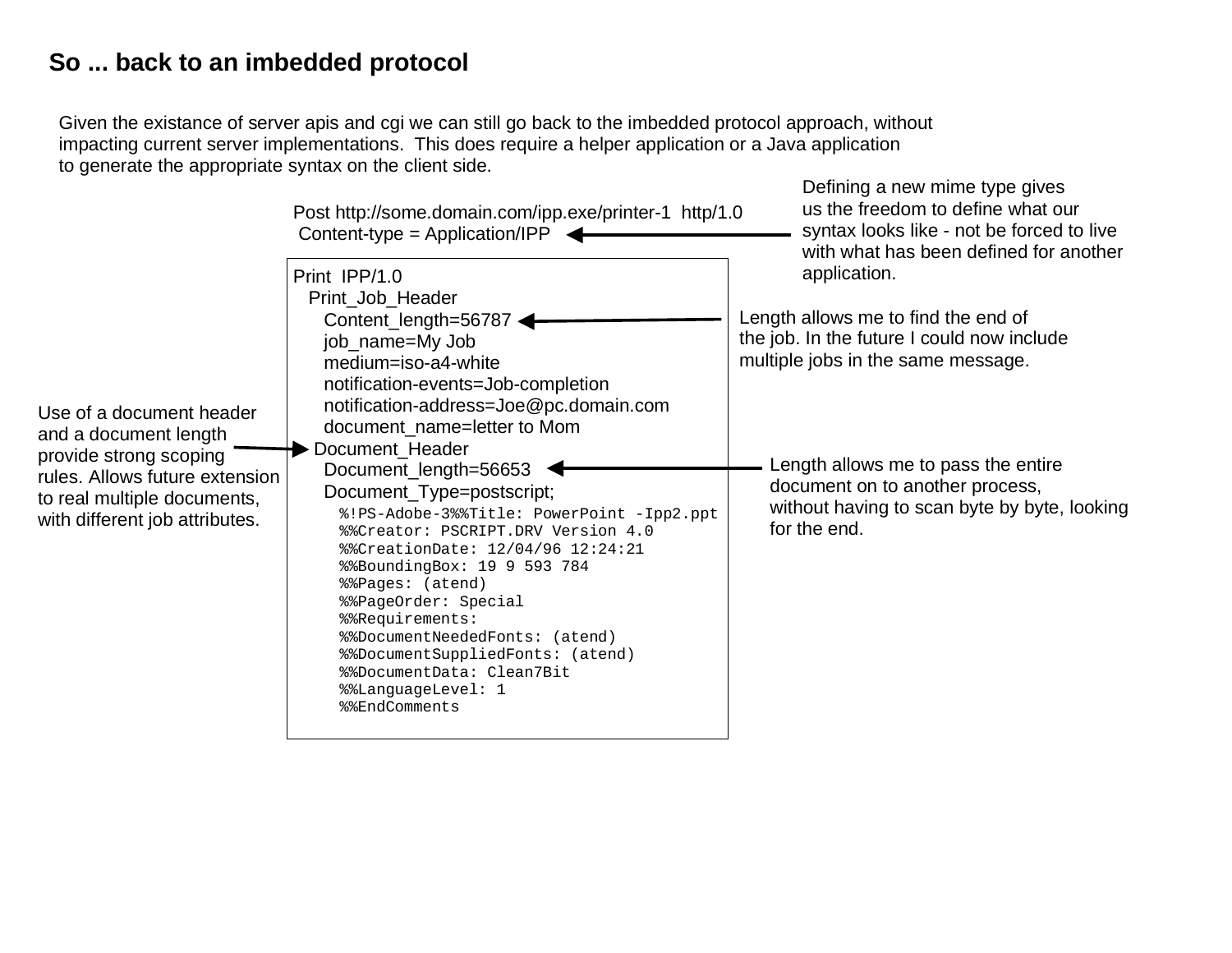## So ... back to an imbedded protocol

Given the existance of server apis and cgi we can still go back to the imbedded protocol approach, without impacting current server implementations. This does require a helper application or a Java application to generate the appropriate syntax on the client side.

```
Post http://some.domain.com/ipp.exe/printer-1  http/1.0
 Content-type = Application/IPP
```

Defining a new mime type gives us the freedom to define what our syntax looks like - not be forced to live with what has been defined for another application.

```
Print  IPP/1.0
  Print_Job_Header
    Content_length=56787
    job_name=My Job
    medium=iso-a4-white
    notification-events=Job-completion
    notification-address=Joe@pc.domain.com
    document_name=letter to Mom
  Document_Header
    Document_length=56653
    Document_Type=postscript;
      %!PS-Adobe-3%%Title: PowerPoint -Ipp2.ppt
      %%Creator: PSCRIPT.DRV Version 4.0
      %%CreationDate: 12/04/96 12:24:21
      %%BoundingBox: 19 9 593 784
      %%Pages: (atend)
      %%PageOrder: Special
      %%Requirements:
      %%DocumentNeededFonts: (atend)
      %%DocumentSuppliedFonts: (atend)
      %%DocumentData: Clean7Bit
      %%LanguageLevel: 1
      %%EndComments
```

Length allows me to find the end of the job. In the future I could now include multiple jobs in the same message.

Use of a document header and a document length provide strong scoping rules. Allows future extension to real multiple documents, with different job attributes.

Length allows me to pass the entire document on to another process, without having to scan byte by byte, looking for the end.